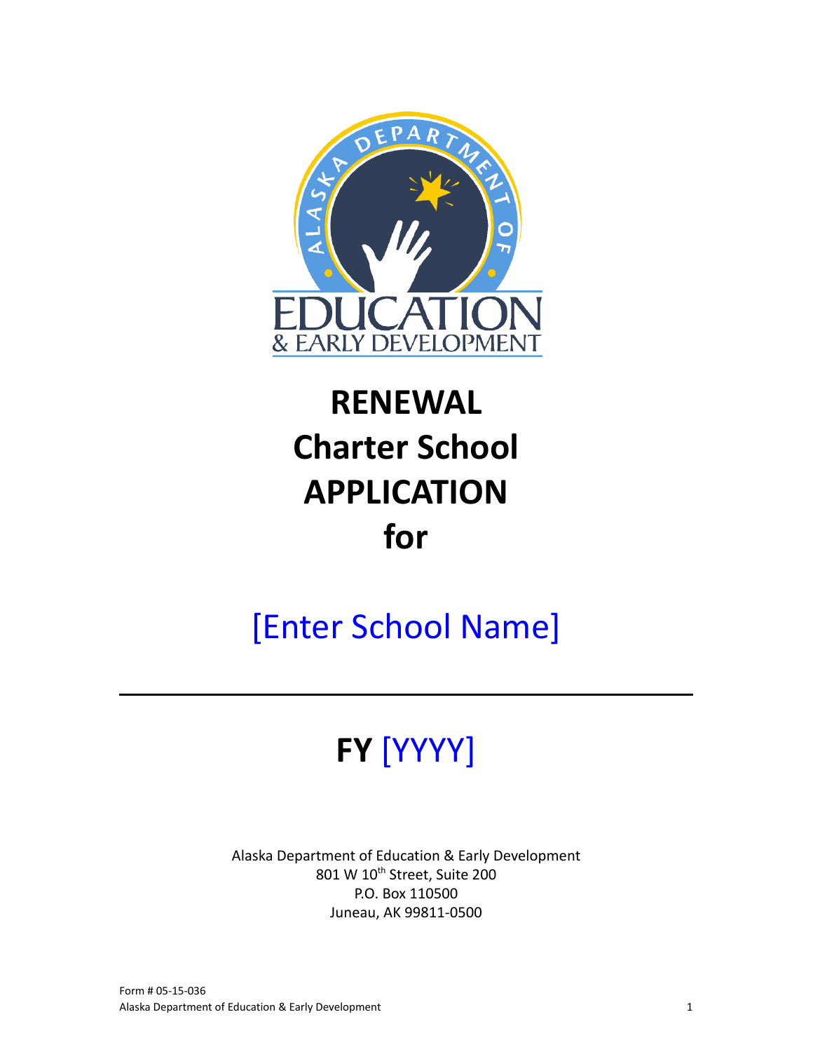# RENEWAL Charter School APPLICATION for

[Enter School Name]

---

# FY [YYYY]

Alaska Department of Education & Early Development
801 W 10th Street, Suite 200
P.O. Box 110500
Juneau, AK 99811-0500

Form # 05-15-036
Alaska Department of Education & Early Development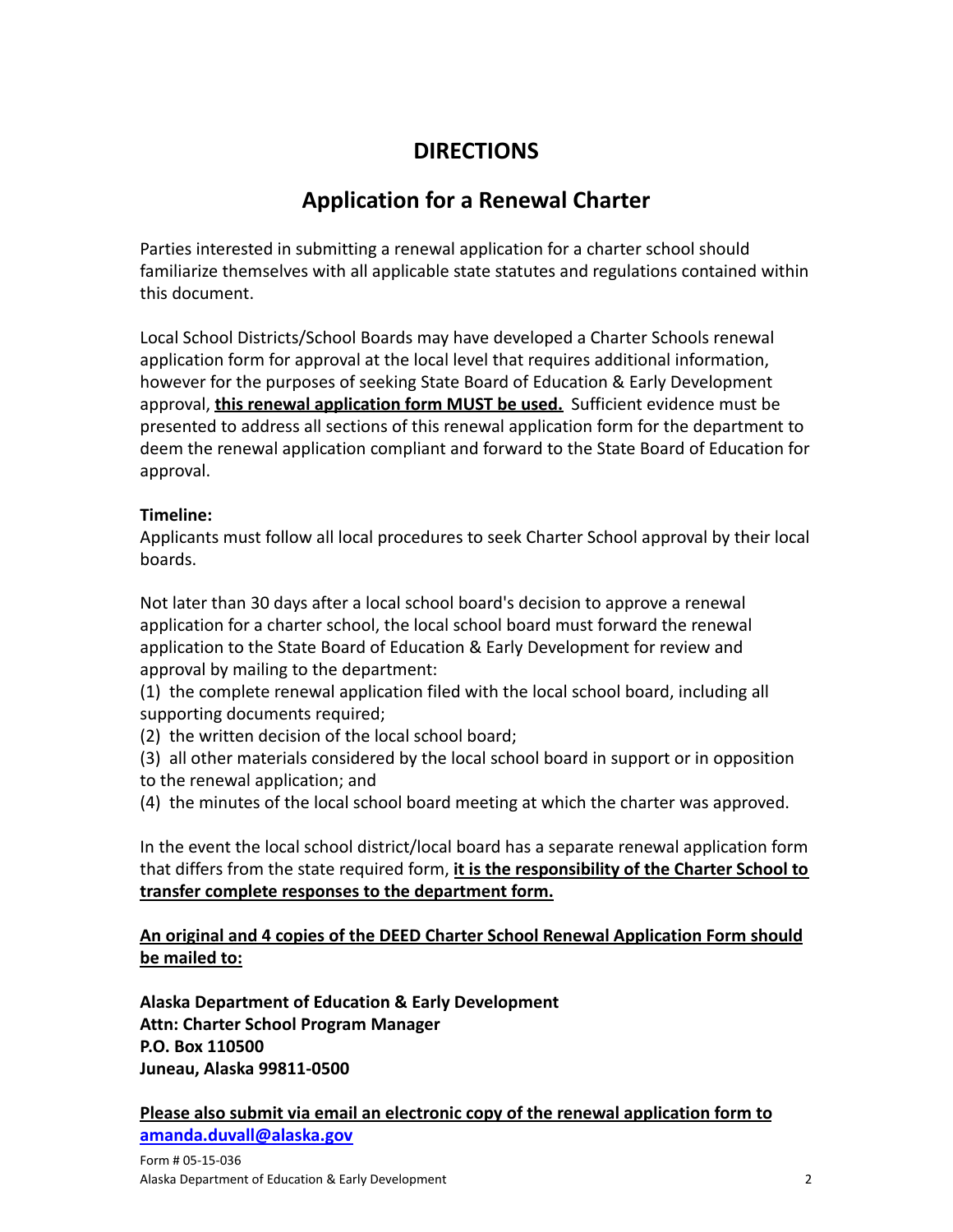# DIRECTIONS

## Application for a Renewal Charter

Parties interested in submitting a renewal application for a charter school should familiarize themselves with all applicable state statutes and regulations contained within this document.

Local School Districts/School Boards may have developed a Charter Schools renewal application form for approval at the local level that requires additional information, however for the purposes of seeking State Board of Education & Early Development approval, **this renewal application form MUST be used.** Sufficient evidence must be presented to address all sections of this renewal application form for the department to deem the renewal application compliant and forward to the State Board of Education for approval.

**Timeline:**

Applicants must follow all local procedures to seek Charter School approval by their local boards.

Not later than 30 days after a local school board's decision to approve a renewal application for a charter school, the local school board must forward the renewal application to the State Board of Education & Early Development for review and approval by mailing to the department:

(1) the complete renewal application filed with the local school board, including all supporting documents required;
(2) the written decision of the local school board;
(3) all other materials considered by the local school board in support or in opposition to the renewal application; and
(4) the minutes of the local school board meeting at which the charter was approved.

In the event the local school district/local board has a separate renewal application form that differs from the state required form, **it is the responsibility of the Charter School to transfer complete responses to the department form.**

**An original and 4 copies of the DEED Charter School Renewal Application Form should be mailed to:**

**Alaska Department of Education & Early Development**
**Attn: Charter School Program Manager**
**P.O. Box 110500**
**Juneau, Alaska 99811-0500**

**Please also submit via email an electronic copy of the renewal application form to amanda.duvall@alaska.gov**

Form # 05-15-036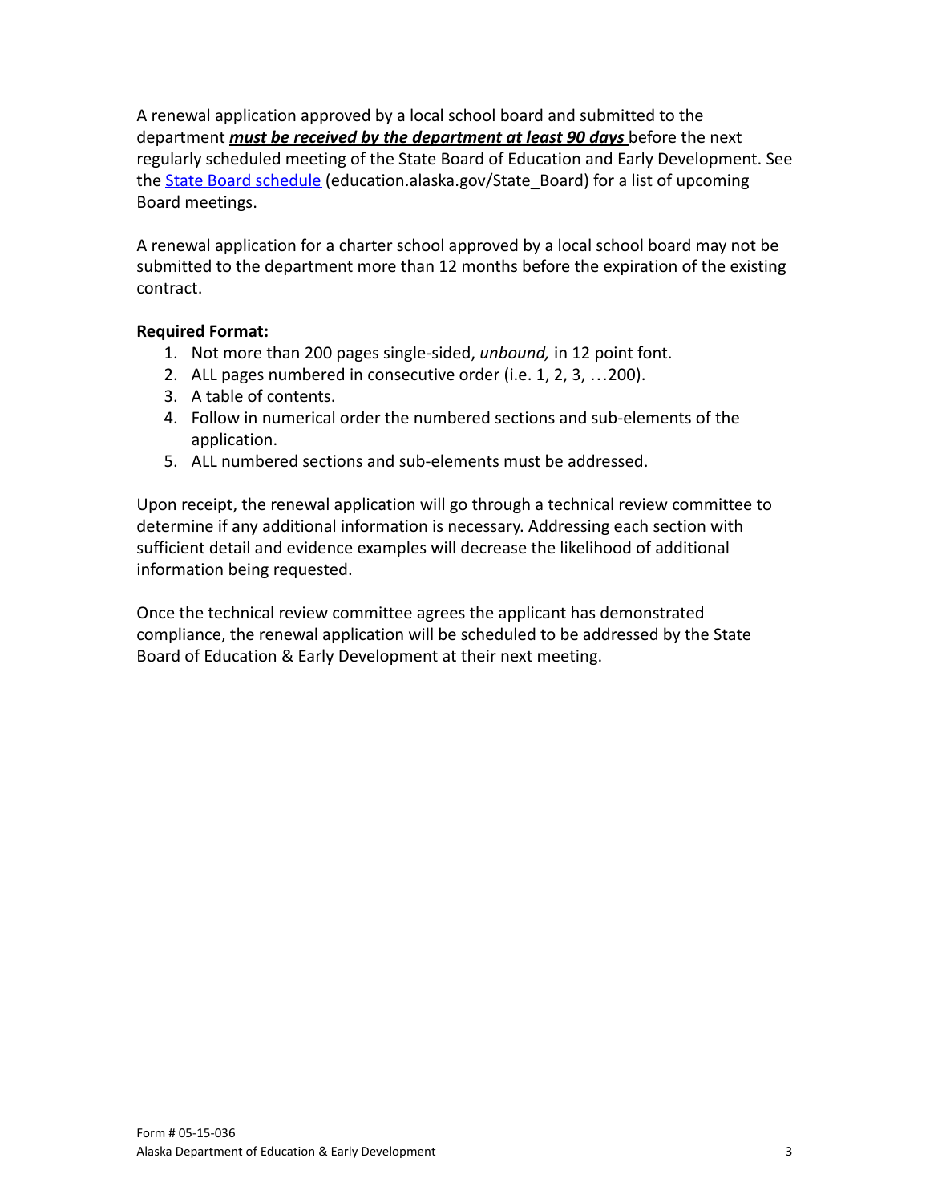A renewal application approved by a local school board and submitted to the department ***must be received by the department at least 90 days*** before the next regularly scheduled meeting of the State Board of Education and Early Development. See the [State Board schedule](education.alaska.gov/State_Board) (education.alaska.gov/State_Board) for a list of upcoming Board meetings.

A renewal application for a charter school approved by a local school board may not be submitted to the department more than 12 months before the expiration of the existing contract.

**Required Format:**

1. Not more than 200 pages single-sided, *unbound,* in 12 point font.
2. ALL pages numbered in consecutive order (i.e. 1, 2, 3, …200).
3. A table of contents.
4. Follow in numerical order the numbered sections and sub-elements of the application.
5. ALL numbered sections and sub-elements must be addressed.

Upon receipt, the renewal application will go through a technical review committee to determine if any additional information is necessary. Addressing each section with sufficient detail and evidence examples will decrease the likelihood of additional information being requested.

Once the technical review committee agrees the applicant has demonstrated compliance, the renewal application will be scheduled to be addressed by the State Board of Education & Early Development at their next meeting.

Form # 05-15-036
Alaska Department of Education & Early Development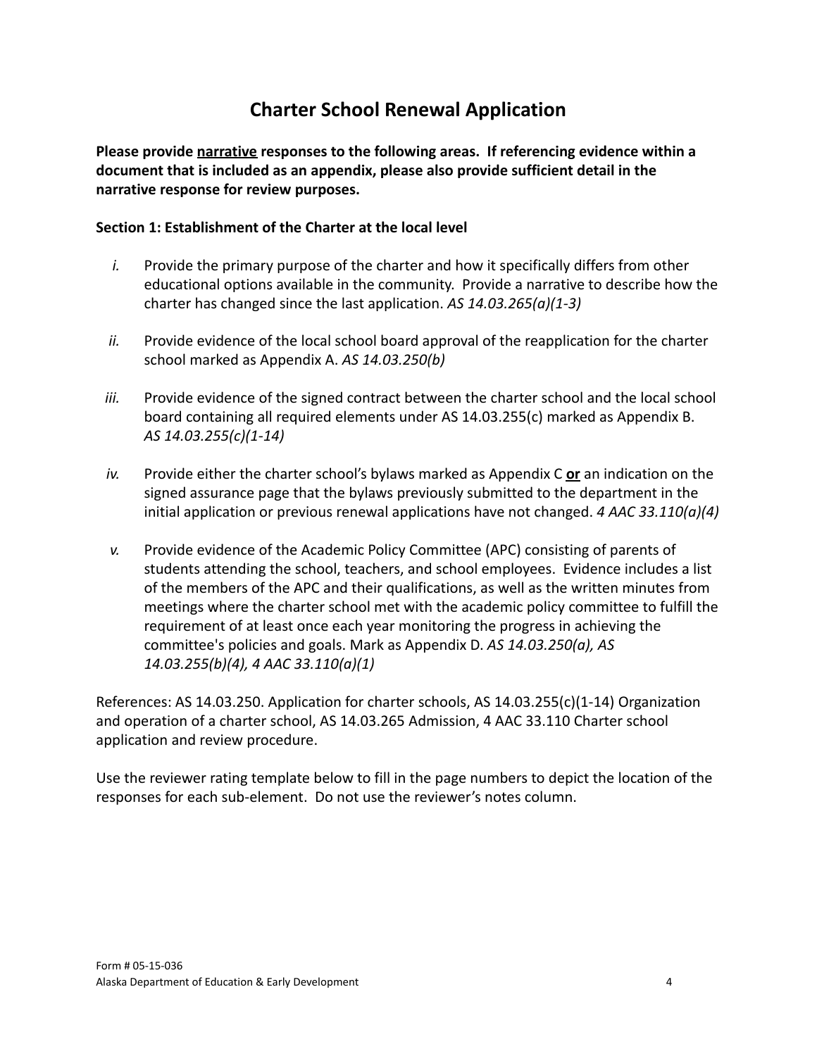# Charter School Renewal Application

**Please provide <u>narrative</u> responses to the following areas. If referencing evidence within a document that is included as an appendix, please also provide sufficient detail in the narrative response for review purposes.**

**Section 1: Establishment of the Charter at the local level**

*i.* Provide the primary purpose of the charter and how it specifically differs from other educational options available in the community. Provide a narrative to describe how the charter has changed since the last application. *AS 14.03.265(a)(1-3)*

*ii.* Provide evidence of the local school board approval of the reapplication for the charter school marked as Appendix A. *AS 14.03.250(b)*

*iii.* Provide evidence of the signed contract between the charter school and the local school board containing all required elements under AS 14.03.255(c) marked as Appendix B. *AS 14.03.255(c)(1-14)*

*iv.* Provide either the charter school's bylaws marked as Appendix C **<u>or</u>** an indication on the signed assurance page that the bylaws previously submitted to the department in the initial application or previous renewal applications have not changed. *4 AAC 33.110(a)(4)*

*v.* Provide evidence of the Academic Policy Committee (APC) consisting of parents of students attending the school, teachers, and school employees. Evidence includes a list of the members of the APC and their qualifications, as well as the written minutes from meetings where the charter school met with the academic policy committee to fulfill the requirement of at least once each year monitoring the progress in achieving the committee's policies and goals. Mark as Appendix D. *AS 14.03.250(a), AS 14.03.255(b)(4), 4 AAC 33.110(a)(1)*

References: AS 14.03.250. Application for charter schools, AS 14.03.255(c)(1-14) Organization and operation of a charter school, AS 14.03.265 Admission, 4 AAC 33.110 Charter school application and review procedure.

Use the reviewer rating template below to fill in the page numbers to depict the location of the responses for each sub-element. Do not use the reviewer's notes column.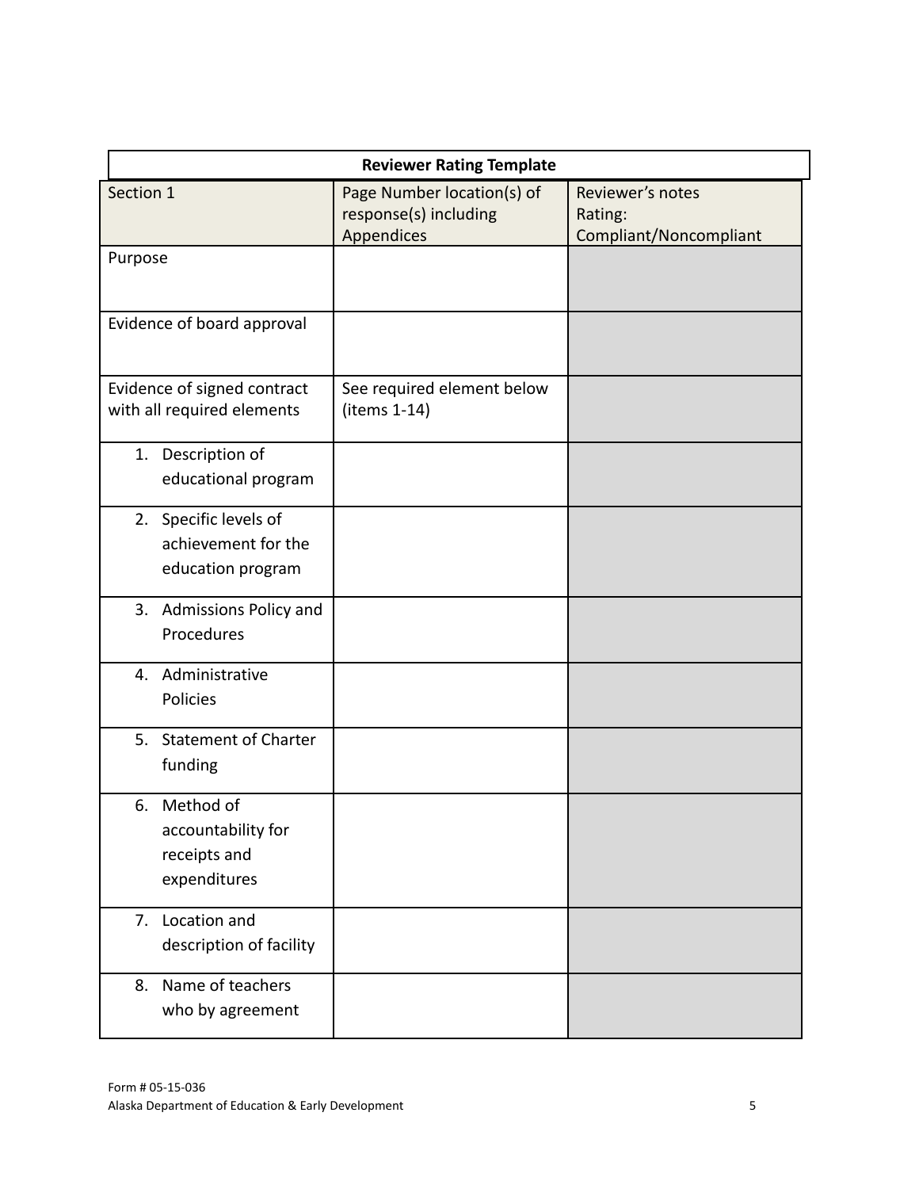| Reviewer Rating Template | | |
|---|---|---|
| Section 1 | Page Number location(s) of response(s) including Appendices | Reviewer's notes Rating: Compliant/Noncompliant |
| Purpose | | |
| Evidence of board approval | | |
| Evidence of signed contract with all required elements | See required element below (items 1-14) | |
| 1. Description of educational program | | |
| 2. Specific levels of achievement for the education program | | |
| 3. Admissions Policy and Procedures | | |
| 4. Administrative Policies | | |
| 5. Statement of Charter funding | | |
| 6. Method of accountability for receipts and expenditures | | |
| 7. Location and description of facility | | |
| 8. Name of teachers who by agreement | | |

Form # 05-15-036
Alaska Department of Education & Early Development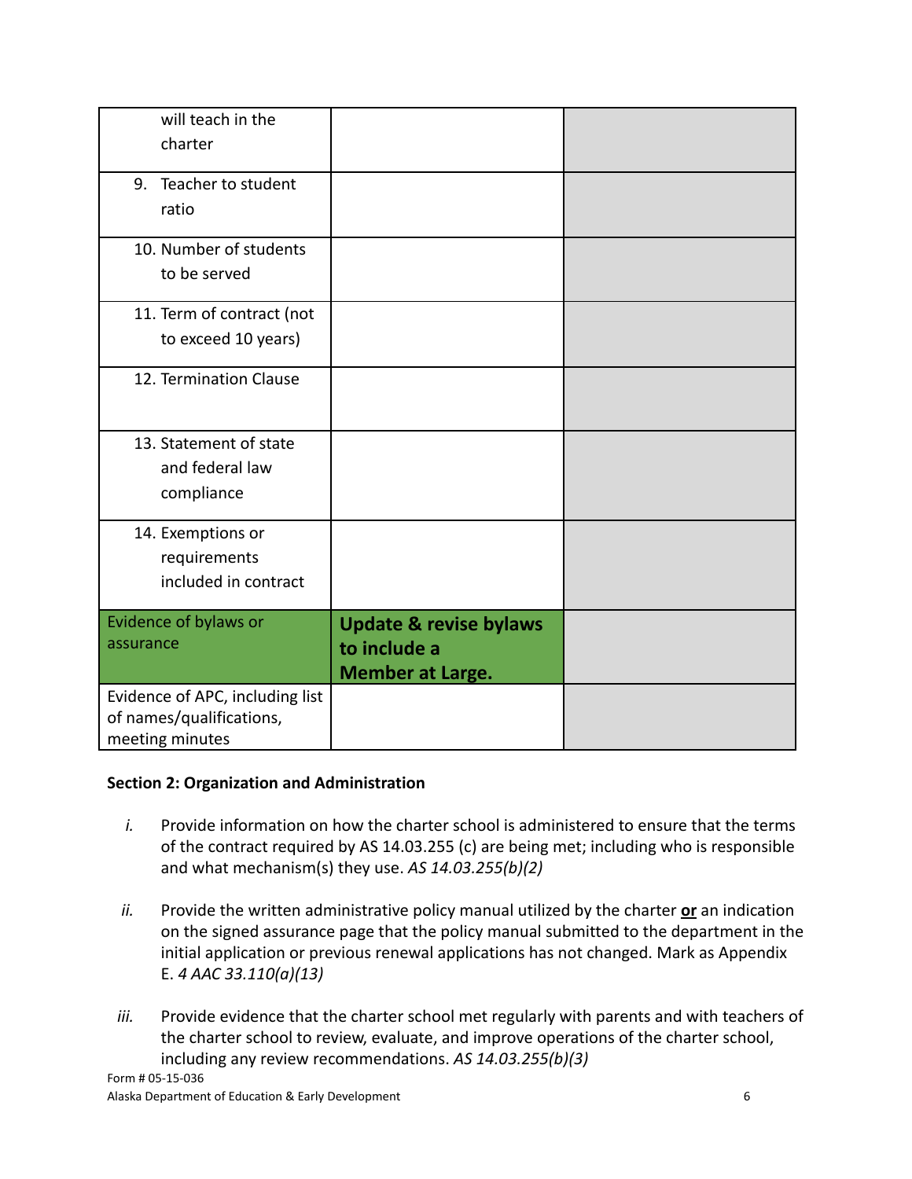| | | |
|---|---|---|
| will teach in the charter | | |
| 9. Teacher to student ratio | | |
| 10. Number of students to be served | | |
| 11. Term of contract (not to exceed 10 years) | | |
| 12. Termination Clause | | |
| 13. Statement of state and federal law compliance | | |
| 14. Exemptions or requirements included in contract | | |
| Evidence of bylaws or assurance | **Update & revise bylaws to include a Member at Large.** | |
| Evidence of APC, including list of names/qualifications, meeting minutes | | |

**Section 2: Organization and Administration**

*i.* Provide information on how the charter school is administered to ensure that the terms of the contract required by AS 14.03.255 (c) are being met; including who is responsible and what mechanism(s) they use. *AS 14.03.255(b)(2)*

*ii.* Provide the written administrative policy manual utilized by the charter **or** an indication on the signed assurance page that the policy manual submitted to the department in the initial application or previous renewal applications has not changed. Mark as Appendix E. *4 AAC 33.110(a)(13)*

*iii.* Provide evidence that the charter school met regularly with parents and with teachers of the charter school to review, evaluate, and improve operations of the charter school, including any review recommendations. *AS 14.03.255(b)(3)*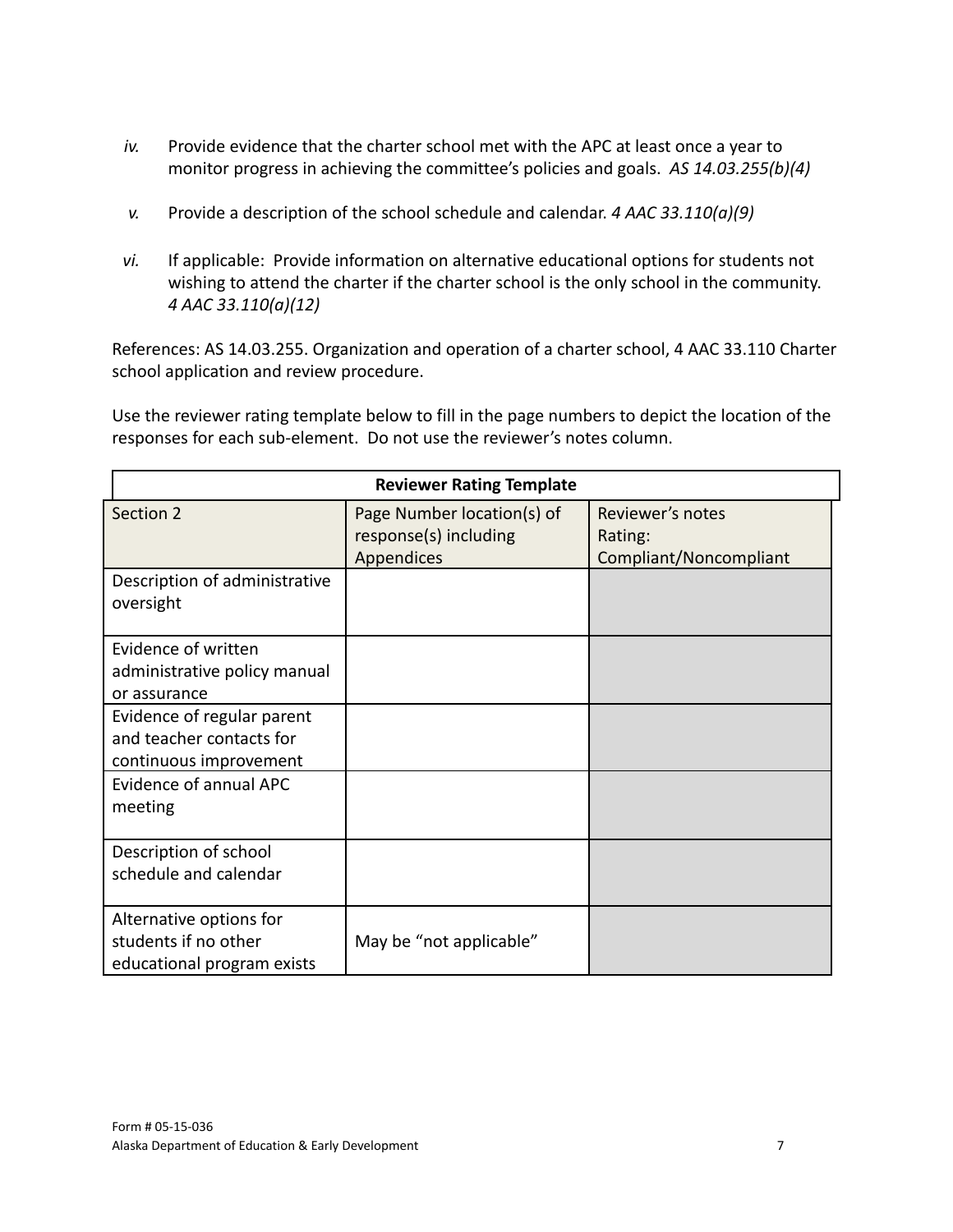*iv.* Provide evidence that the charter school met with the APC at least once a year to monitor progress in achieving the committee's policies and goals. *AS 14.03.255(b)(4)*

*v.* Provide a description of the school schedule and calendar. *4 AAC 33.110(a)(9)*

*vi.* If applicable: Provide information on alternative educational options for students not wishing to attend the charter if the charter school is the only school in the community. *4 AAC 33.110(a)(12)*

References: AS 14.03.255. Organization and operation of a charter school, 4 AAC 33.110 Charter school application and review procedure.

Use the reviewer rating template below to fill in the page numbers to depict the location of the responses for each sub-element. Do not use the reviewer's notes column.

| **Reviewer Rating Template** | | |
|---|---|---|
| Section 2 | Page Number location(s) of response(s) including Appendices | Reviewer's notes Rating: Compliant/Noncompliant |
| Description of administrative oversight | | |
| Evidence of written administrative policy manual or assurance | | |
| Evidence of regular parent and teacher contacts for continuous improvement | | |
| Evidence of annual APC meeting | | |
| Description of school schedule and calendar | | |
| Alternative options for students if no other educational program exists | May be "not applicable" | |

Form # 05-15-036
Alaska Department of Education & Early Development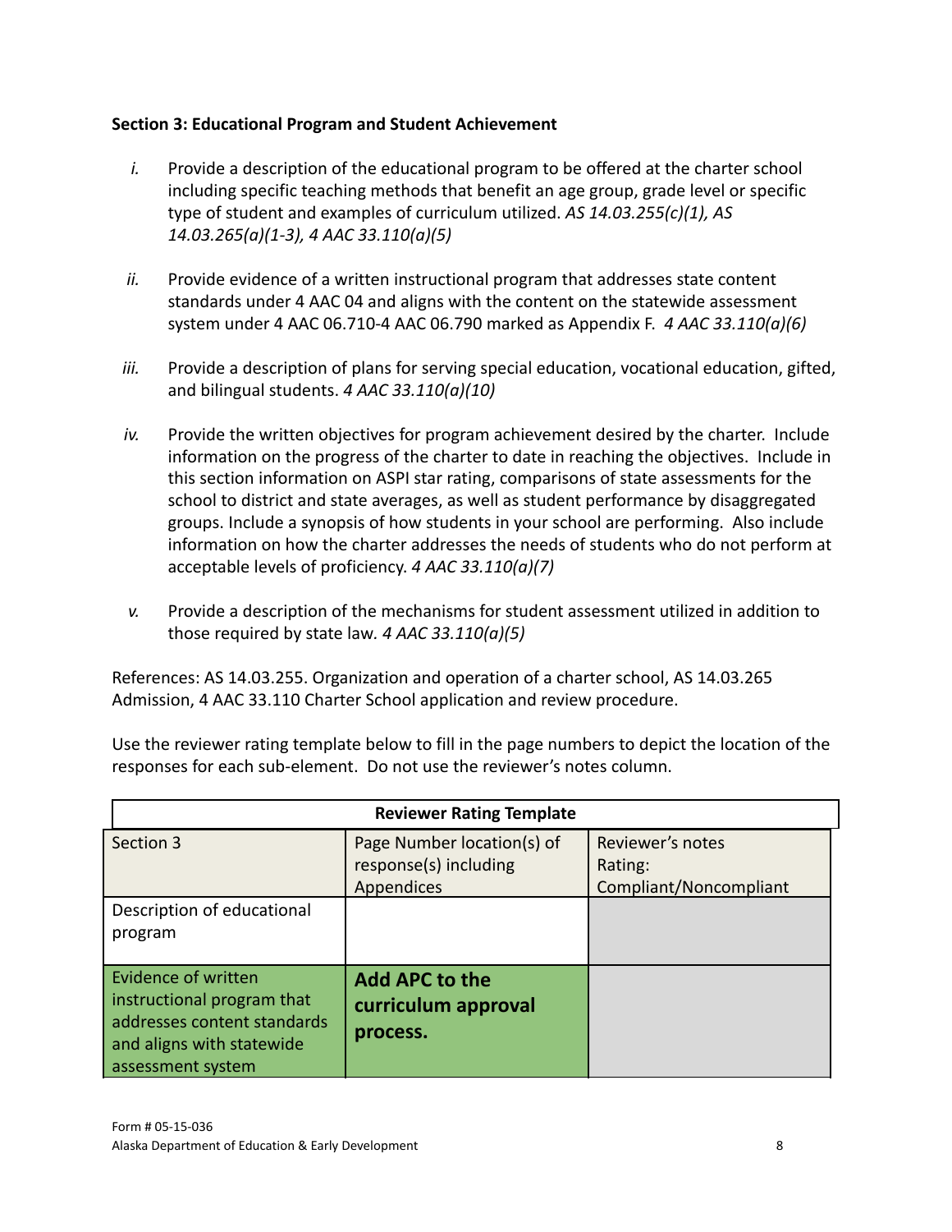**Section 3: Educational Program and Student Achievement**

- *i.* Provide a description of the educational program to be offered at the charter school including specific teaching methods that benefit an age group, grade level or specific type of student and examples of curriculum utilized. *AS 14.03.255(c)(1), AS 14.03.265(a)(1-3), 4 AAC 33.110(a)(5)*

- *ii.* Provide evidence of a written instructional program that addresses state content standards under 4 AAC 04 and aligns with the content on the statewide assessment system under 4 AAC 06.710-4 AAC 06.790 marked as Appendix F. *4 AAC 33.110(a)(6)*

- *iii.* Provide a description of plans for serving special education, vocational education, gifted, and bilingual students. *4 AAC 33.110(a)(10)*

- *iv.* Provide the written objectives for program achievement desired by the charter. Include information on the progress of the charter to date in reaching the objectives. Include in this section information on ASPI star rating, comparisons of state assessments for the school to district and state averages, as well as student performance by disaggregated groups. Include a synopsis of how students in your school are performing. Also include information on how the charter addresses the needs of students who do not perform at acceptable levels of proficiency. *4 AAC 33.110(a)(7)*

- *v.* Provide a description of the mechanisms for student assessment utilized in addition to those required by state law. *4 AAC 33.110(a)(5)*

References: AS 14.03.255. Organization and operation of a charter school, AS 14.03.265 Admission, 4 AAC 33.110 Charter School application and review procedure.

Use the reviewer rating template below to fill in the page numbers to depict the location of the responses for each sub-element. Do not use the reviewer's notes column.

| **Reviewer Rating Template** | | |
|---|---|---|
| Section 3 | Page Number location(s) of response(s) including Appendices | Reviewer's notes Rating: Compliant/Noncompliant |
| Description of educational program | | |
| Evidence of written instructional program that addresses content standards and aligns with statewide assessment system | **Add APC to the curriculum approval process.** | |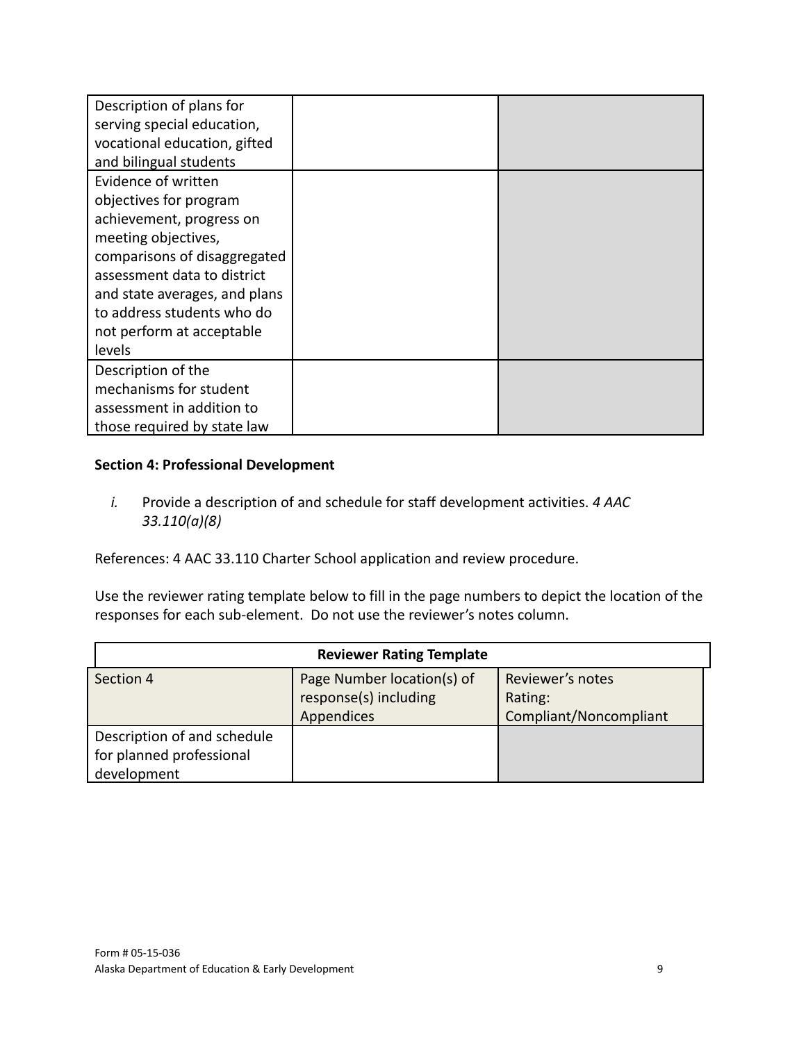| | | |
|---|---|---|
| Description of plans for serving special education, vocational education, gifted and bilingual students | | |
| Evidence of written objectives for program achievement, progress on meeting objectives, comparisons of disaggregated assessment data to district and state averages, and plans to address students who do not perform at acceptable levels | | |
| Description of the mechanisms for student assessment in addition to those required by state law | | |

**Section 4: Professional Development**

*i.* Provide a description of and schedule for staff development activities. *4 AAC 33.110(a)(8)*

References: 4 AAC 33.110 Charter School application and review procedure.

Use the reviewer rating template below to fill in the page numbers to depict the location of the responses for each sub-element. Do not use the reviewer's notes column.

| **Reviewer Rating Template** | | |
|---|---|---|
| Section 4 | Page Number location(s) of response(s) including Appendices | Reviewer's notes Rating: Compliant/Noncompliant |
| Description of and schedule for planned professional development | | |

Form # 05-15-036
Alaska Department of Education & Early Development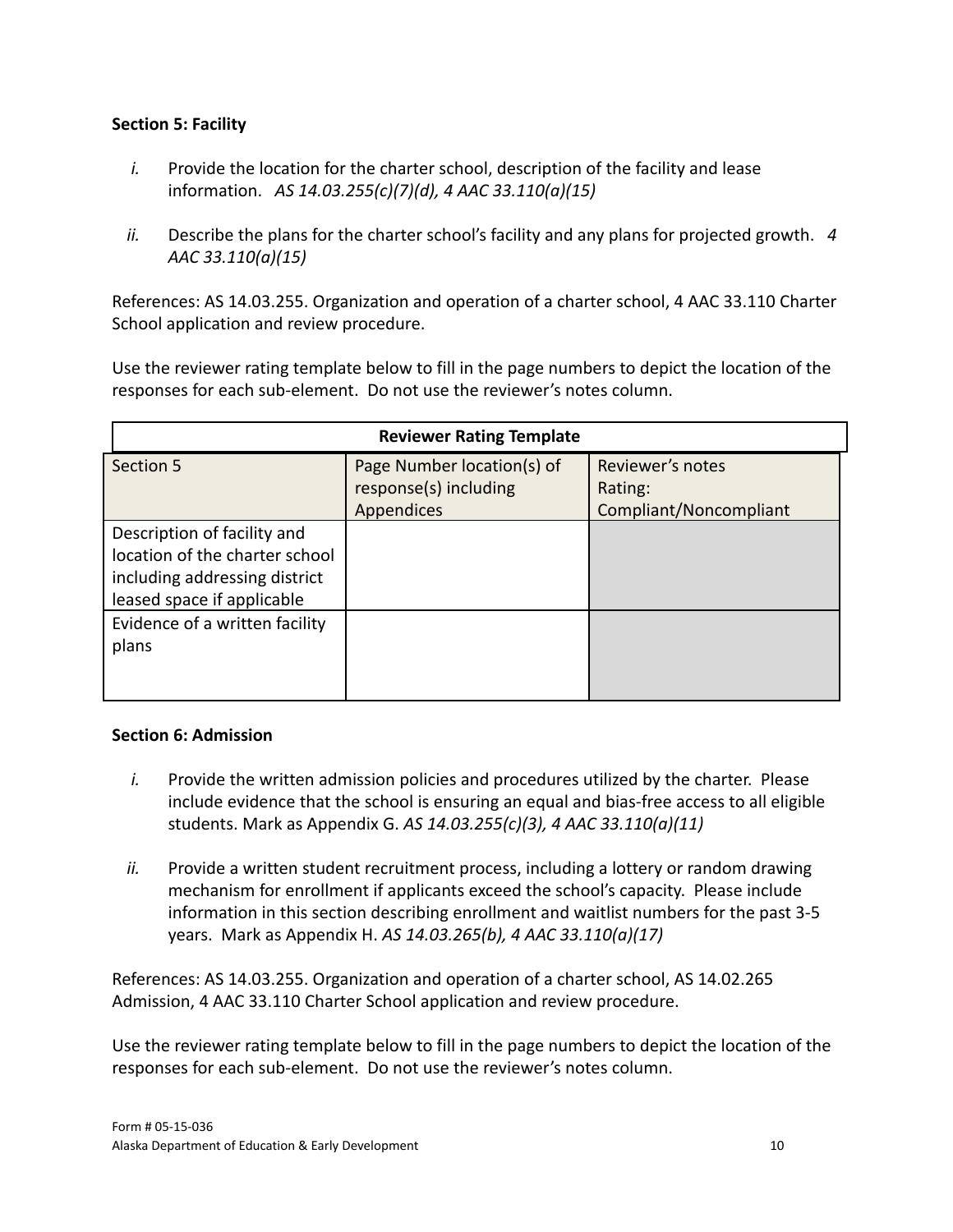**Section 5: Facility**

*i.* Provide the location for the charter school, description of the facility and lease information. *AS 14.03.255(c)(7)(d), 4 AAC 33.110(a)(15)*

*ii.* Describe the plans for the charter school's facility and any plans for projected growth. *4 AAC 33.110(a)(15)*

References: AS 14.03.255. Organization and operation of a charter school, 4 AAC 33.110 Charter School application and review procedure.

Use the reviewer rating template below to fill in the page numbers to depict the location of the responses for each sub-element. Do not use the reviewer's notes column.

| **Reviewer Rating Template** | | |
|---|---|---|
| Section 5 | Page Number location(s) of response(s) including Appendices | Reviewer's notes Rating: Compliant/Noncompliant |
| Description of facility and location of the charter school including addressing district leased space if applicable | | |
| Evidence of a written facility plans | | |

**Section 6: Admission**

*i.* Provide the written admission policies and procedures utilized by the charter. Please include evidence that the school is ensuring an equal and bias-free access to all eligible students. Mark as Appendix G. *AS 14.03.255(c)(3), 4 AAC 33.110(a)(11)*

*ii.* Provide a written student recruitment process, including a lottery or random drawing mechanism for enrollment if applicants exceed the school's capacity. Please include information in this section describing enrollment and waitlist numbers for the past 3-5 years. Mark as Appendix H. *AS 14.03.265(b), 4 AAC 33.110(a)(17)*

References: AS 14.03.255. Organization and operation of a charter school, AS 14.02.265 Admission, 4 AAC 33.110 Charter School application and review procedure.

Use the reviewer rating template below to fill in the page numbers to depict the location of the responses for each sub-element. Do not use the reviewer's notes column.

Form # 05-15-036
Alaska Department of Education & Early Development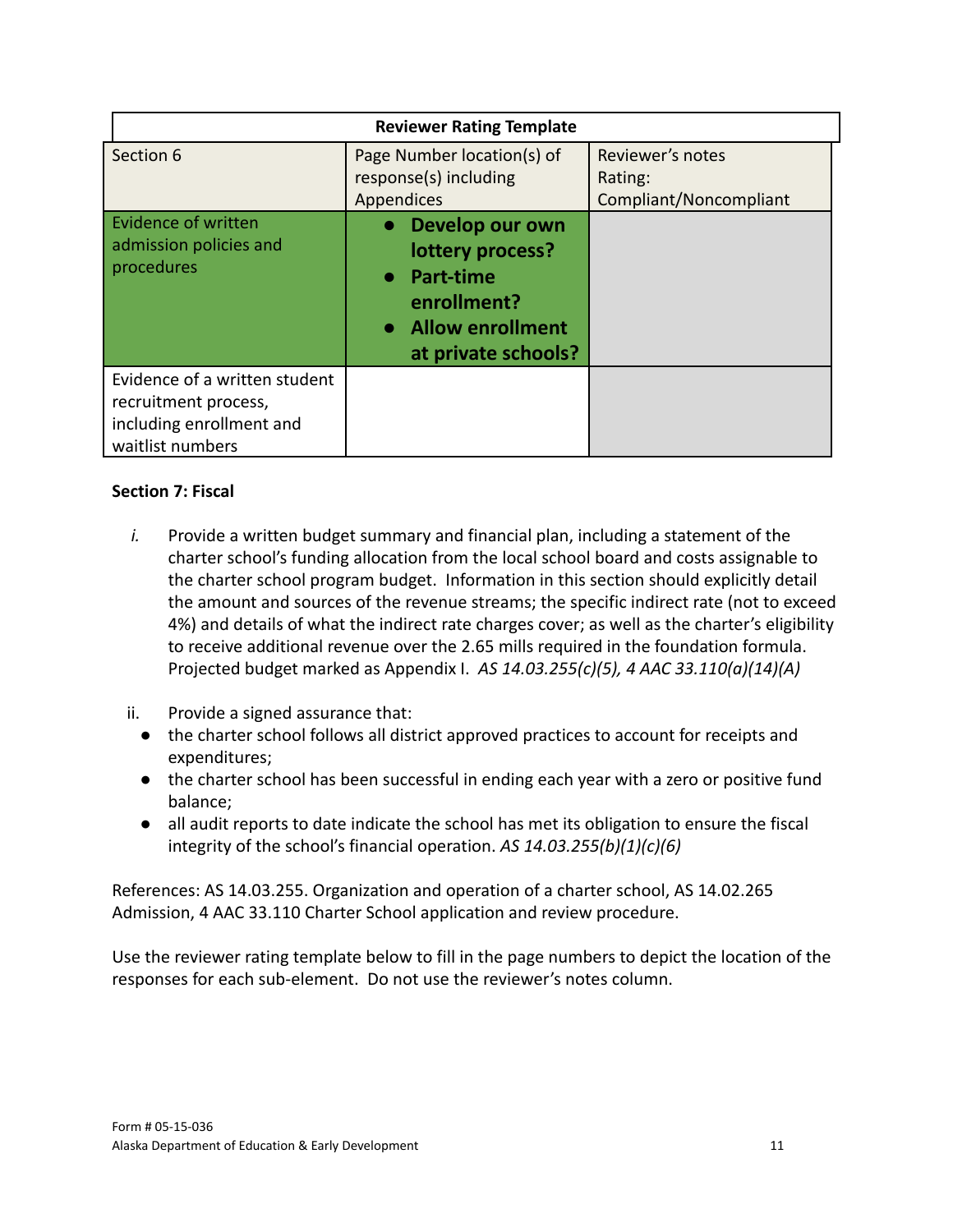| Reviewer Rating Template | | |
|---|---|---|
| Section 6 | Page Number location(s) of response(s) including Appendices | Reviewer's notes Rating: Compliant/Noncompliant |
| Evidence of written admission policies and procedures | • **Develop our own lottery process?** <br> • **Part-time enrollment?** <br> • **Allow enrollment at private schools?** | |
| Evidence of a written student recruitment process, including enrollment and waitlist numbers | | |

**Section 7: Fiscal**

*i.* Provide a written budget summary and financial plan, including a statement of the charter school's funding allocation from the local school board and costs assignable to the charter school program budget. Information in this section should explicitly detail the amount and sources of the revenue streams; the specific indirect rate (not to exceed 4%) and details of what the indirect rate charges cover; as well as the charter's eligibility to receive additional revenue over the 2.65 mills required in the foundation formula. Projected budget marked as Appendix I. *AS 14.03.255(c)(5), 4 AAC 33.110(a)(14)(A)*

ii. Provide a signed assurance that:

- the charter school follows all district approved practices to account for receipts and expenditures;
- the charter school has been successful in ending each year with a zero or positive fund balance;
- all audit reports to date indicate the school has met its obligation to ensure the fiscal integrity of the school's financial operation. *AS 14.03.255(b)(1)(c)(6)*

References: AS 14.03.255. Organization and operation of a charter school, AS 14.02.265 Admission, 4 AAC 33.110 Charter School application and review procedure.

Use the reviewer rating template below to fill in the page numbers to depict the location of the responses for each sub-element. Do not use the reviewer's notes column.

Form # 05-15-036
Alaska Department of Education & Early Development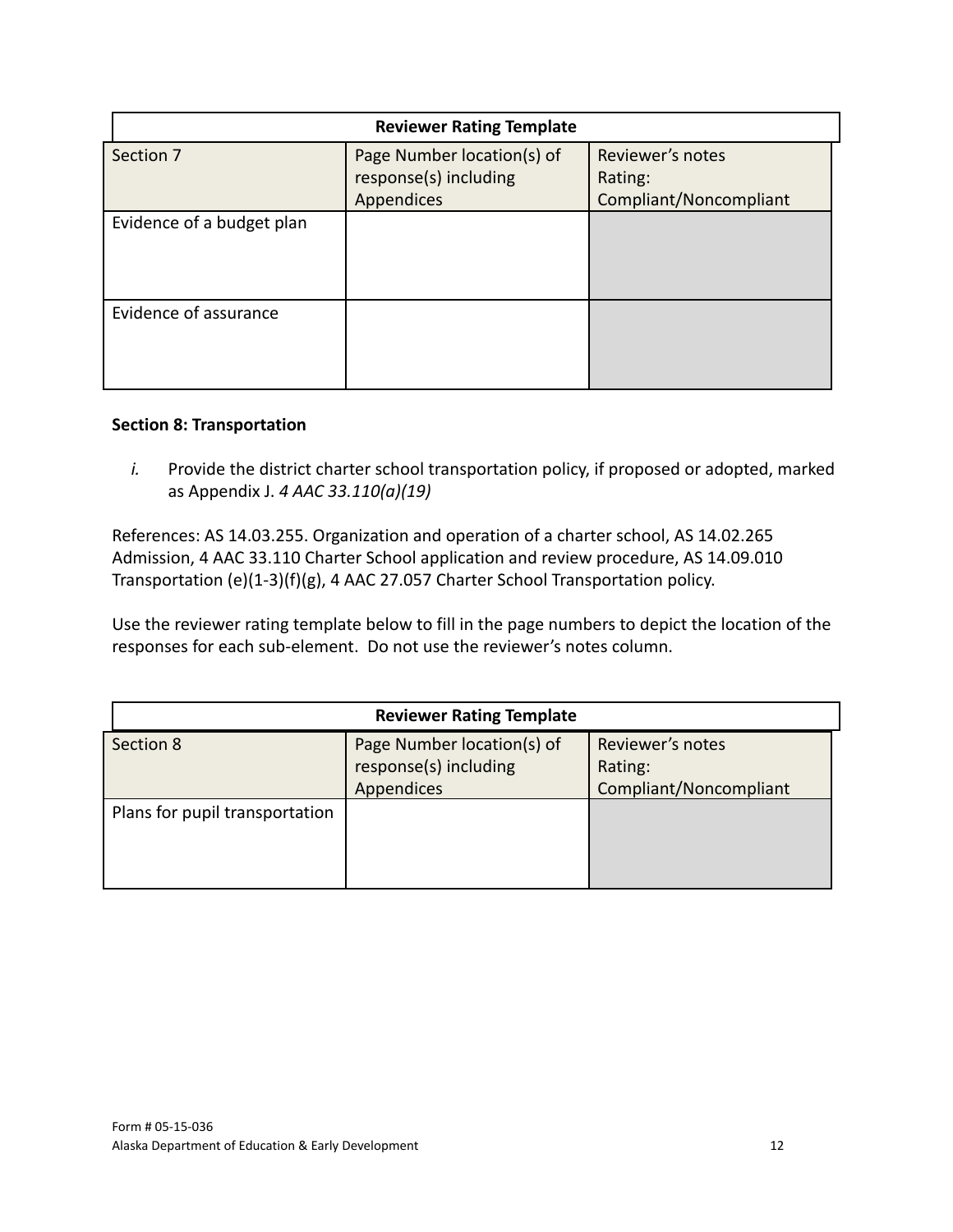| Reviewer Rating Template | | |
|---|---|---|
| Section 7 | Page Number location(s) of response(s) including Appendices | Reviewer's notes Rating: Compliant/Noncompliant |
| Evidence of a budget plan | | |
| Evidence of assurance | | |

**Section 8: Transportation**

*i.* Provide the district charter school transportation policy, if proposed or adopted, marked as Appendix J. *4 AAC 33.110(a)(19)*

References: AS 14.03.255. Organization and operation of a charter school, AS 14.02.265 Admission, 4 AAC 33.110 Charter School application and review procedure, AS 14.09.010 Transportation (e)(1-3)(f)(g), 4 AAC 27.057 Charter School Transportation policy.

Use the reviewer rating template below to fill in the page numbers to depict the location of the responses for each sub-element. Do not use the reviewer's notes column.

| Reviewer Rating Template | | |
|---|---|---|
| Section 8 | Page Number location(s) of response(s) including Appendices | Reviewer's notes Rating: Compliant/Noncompliant |
| Plans for pupil transportation | | |

Form # 05-15-036
Alaska Department of Education & Early Development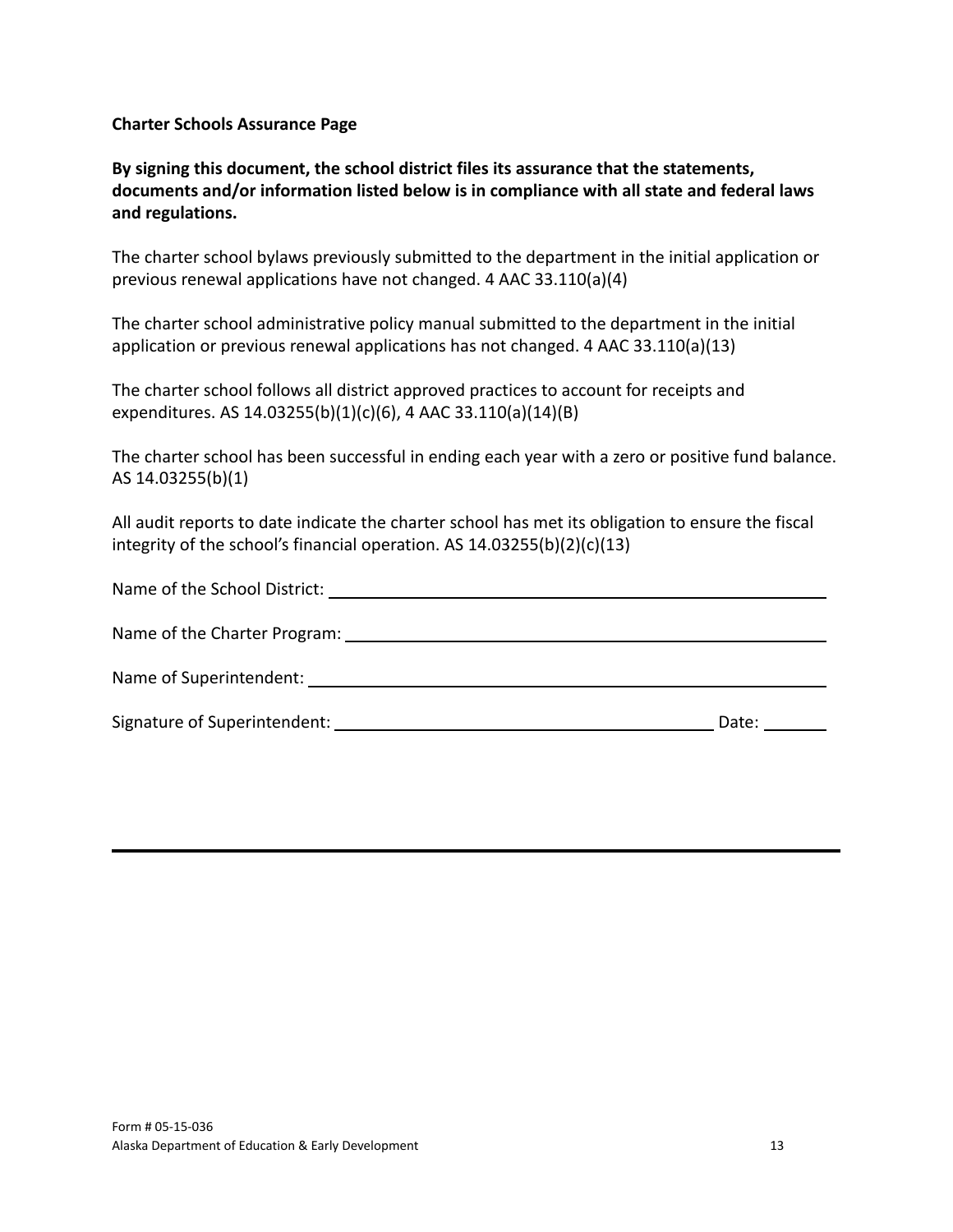**Charter Schools Assurance Page**

**By signing this document, the school district files its assurance that the statements, documents and/or information listed below is in compliance with all state and federal laws and regulations.**

The charter school bylaws previously submitted to the department in the initial application or previous renewal applications have not changed. 4 AAC 33.110(a)(4)

The charter school administrative policy manual submitted to the department in the initial application or previous renewal applications has not changed. 4 AAC 33.110(a)(13)

The charter school follows all district approved practices to account for receipts and expenditures. AS 14.03255(b)(1)(c)(6), 4 AAC 33.110(a)(14)(B)

The charter school has been successful in ending each year with a zero or positive fund balance. AS 14.03255(b)(1)

All audit reports to date indicate the charter school has met its obligation to ensure the fiscal integrity of the school's financial operation. AS 14.03255(b)(2)(c)(13)

Name of the School District: ______________________________

Name of the Charter Program: ______________________________

Name of Superintendent: ______________________________

Signature of Superintendent: ______________________________ Date: ________

Form # 05-15-036
Alaska Department of Education & Early Development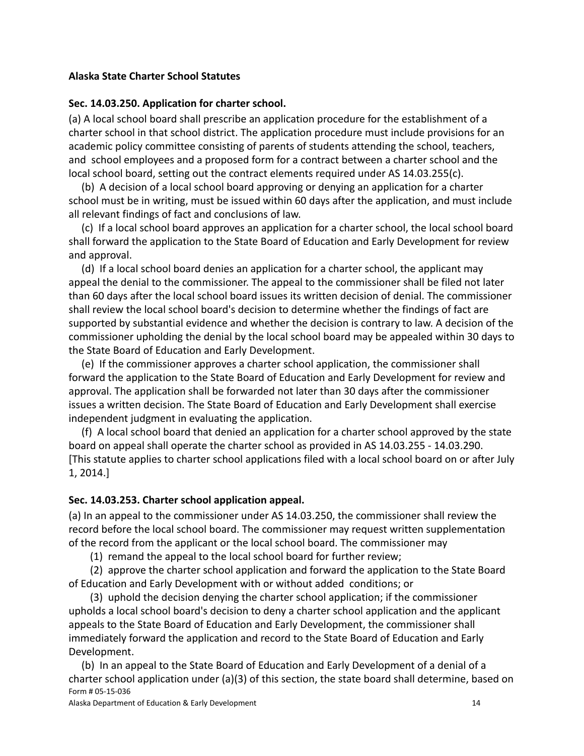**Alaska State Charter School Statutes**

**Sec. 14.03.250. Application for charter school.**

(a) A local school board shall prescribe an application procedure for the establishment of a charter school in that school district. The application procedure must include provisions for an academic policy committee consisting of parents of students attending the school, teachers, and school employees and a proposed form for a contract between a charter school and the local school board, setting out the contract elements required under AS 14.03.255(c).

(b) A decision of a local school board approving or denying an application for a charter school must be in writing, must be issued within 60 days after the application, and must include all relevant findings of fact and conclusions of law.

(c) If a local school board approves an application for a charter school, the local school board shall forward the application to the State Board of Education and Early Development for review and approval.

(d) If a local school board denies an application for a charter school, the applicant may appeal the denial to the commissioner. The appeal to the commissioner shall be filed not later than 60 days after the local school board issues its written decision of denial. The commissioner shall review the local school board's decision to determine whether the findings of fact are supported by substantial evidence and whether the decision is contrary to law. A decision of the commissioner upholding the denial by the local school board may be appealed within 30 days to the State Board of Education and Early Development.

(e) If the commissioner approves a charter school application, the commissioner shall forward the application to the State Board of Education and Early Development for review and approval. The application shall be forwarded not later than 30 days after the commissioner issues a written decision. The State Board of Education and Early Development shall exercise independent judgment in evaluating the application.

(f) A local school board that denied an application for a charter school approved by the state board on appeal shall operate the charter school as provided in AS 14.03.255 - 14.03.290. [This statute applies to charter school applications filed with a local school board on or after July 1, 2014.]

**Sec. 14.03.253. Charter school application appeal.**

(a) In an appeal to the commissioner under AS 14.03.250, the commissioner shall review the record before the local school board. The commissioner may request written supplementation of the record from the applicant or the local school board. The commissioner may

(1) remand the appeal to the local school board for further review;

(2) approve the charter school application and forward the application to the State Board of Education and Early Development with or without added conditions; or

(3) uphold the decision denying the charter school application; if the commissioner upholds a local school board's decision to deny a charter school application and the applicant appeals to the State Board of Education and Early Development, the commissioner shall immediately forward the application and record to the State Board of Education and Early Development.

(b) In an appeal to the State Board of Education and Early Development of a denial of a charter school application under (a)(3) of this section, the state board shall determine, based on

Form # 05-15-036

Alaska Department of Education & Early Development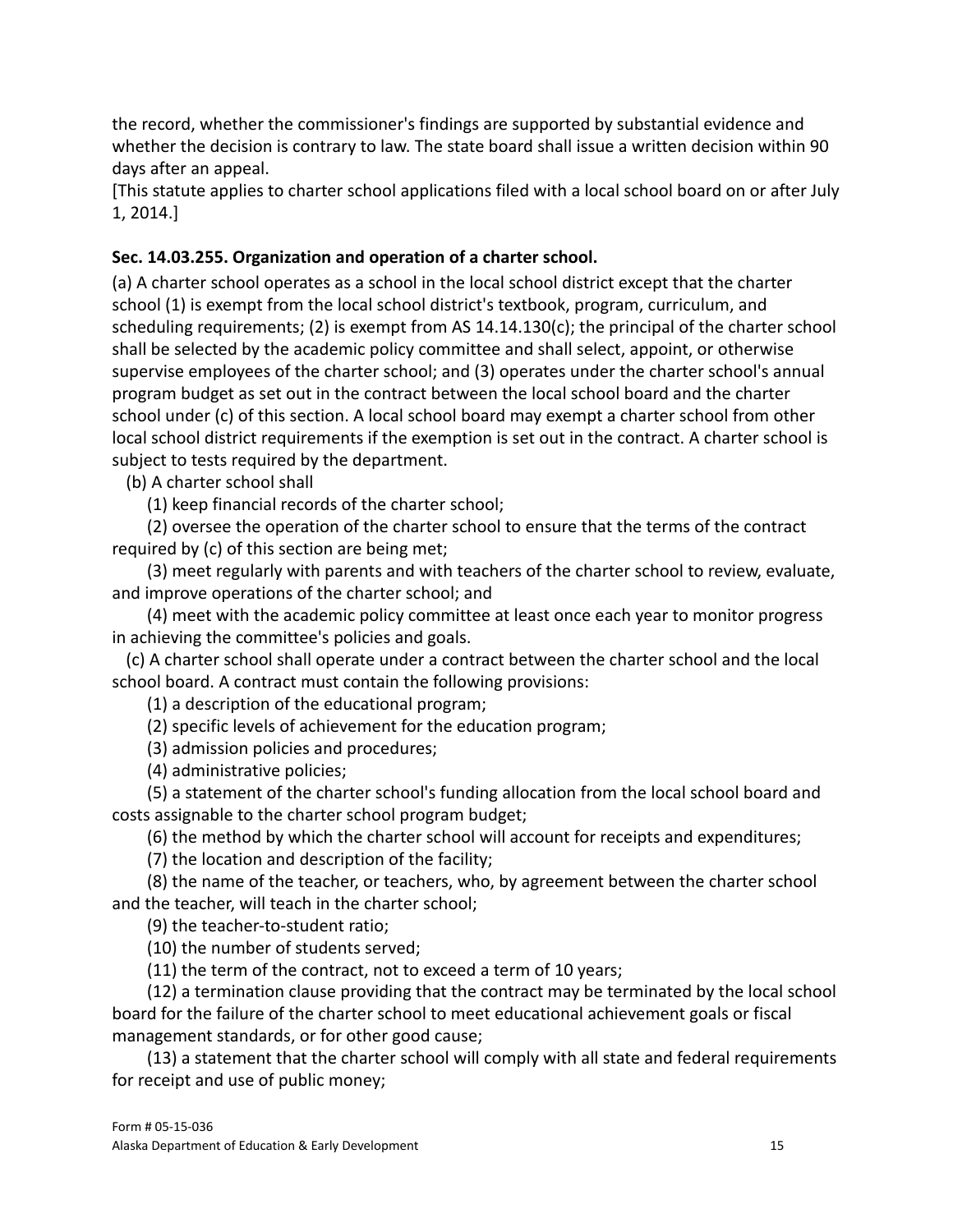the record, whether the commissioner's findings are supported by substantial evidence and whether the decision is contrary to law. The state board shall issue a written decision within 90 days after an appeal.
[This statute applies to charter school applications filed with a local school board on or after July 1, 2014.]

**Sec. 14.03.255. Organization and operation of a charter school.**

(a) A charter school operates as a school in the local school district except that the charter school (1) is exempt from the local school district's textbook, program, curriculum, and scheduling requirements; (2) is exempt from AS 14.14.130(c); the principal of the charter school shall be selected by the academic policy committee and shall select, appoint, or otherwise supervise employees of the charter school; and (3) operates under the charter school's annual program budget as set out in the contract between the local school board and the charter school under (c) of this section. A local school board may exempt a charter school from other local school district requirements if the exemption is set out in the contract. A charter school is subject to tests required by the department.

(b) A charter school shall

(1) keep financial records of the charter school;

(2) oversee the operation of the charter school to ensure that the terms of the contract required by (c) of this section are being met;

(3) meet regularly with parents and with teachers of the charter school to review, evaluate, and improve operations of the charter school; and

(4) meet with the academic policy committee at least once each year to monitor progress in achieving the committee's policies and goals.

(c) A charter school shall operate under a contract between the charter school and the local school board. A contract must contain the following provisions:

(1) a description of the educational program;

(2) specific levels of achievement for the education program;

(3) admission policies and procedures;

(4) administrative policies;

(5) a statement of the charter school's funding allocation from the local school board and costs assignable to the charter school program budget;

(6) the method by which the charter school will account for receipts and expenditures;

(7) the location and description of the facility;

(8) the name of the teacher, or teachers, who, by agreement between the charter school and the teacher, will teach in the charter school;

(9) the teacher-to-student ratio;

(10) the number of students served;

(11) the term of the contract, not to exceed a term of 10 years;

(12) a termination clause providing that the contract may be terminated by the local school board for the failure of the charter school to meet educational achievement goals or fiscal management standards, or for other good cause;

(13) a statement that the charter school will comply with all state and federal requirements for receipt and use of public money;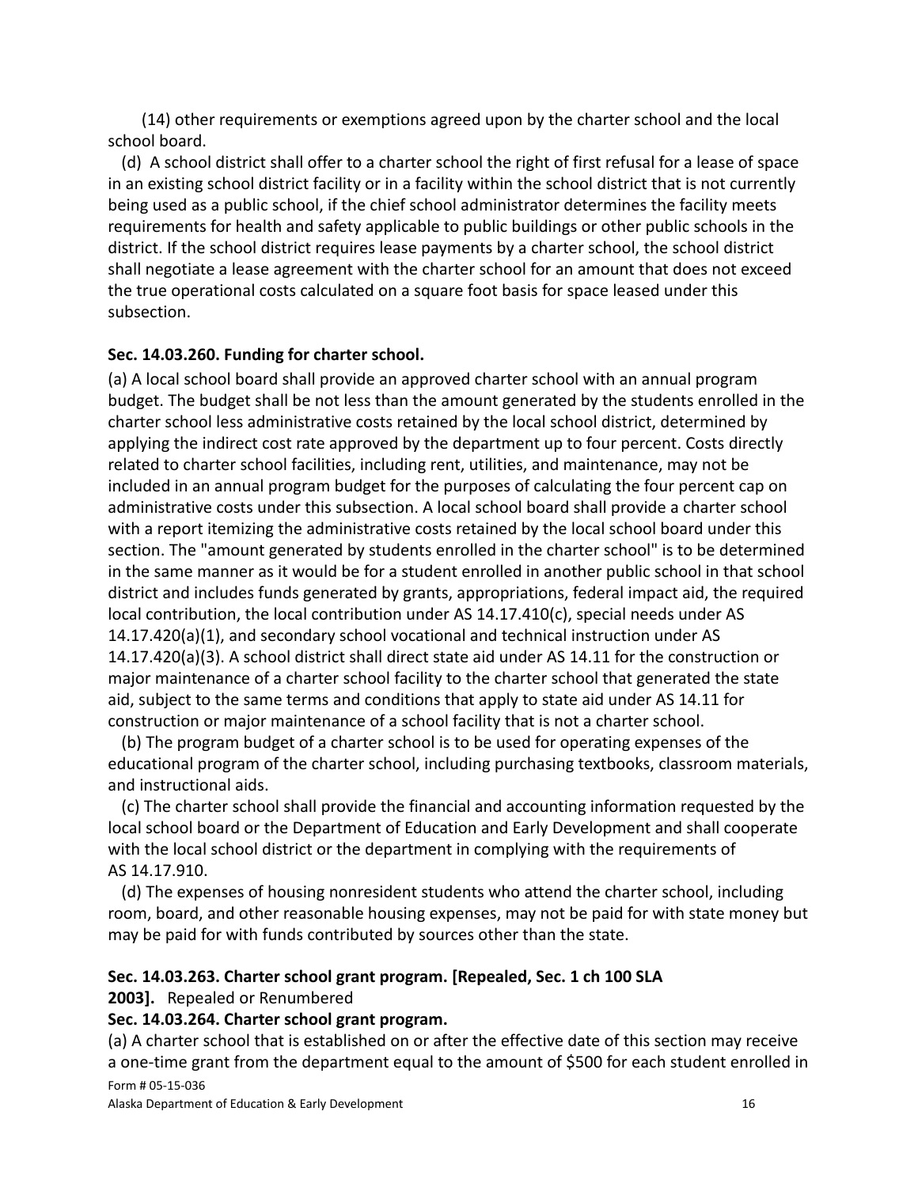(14) other requirements or exemptions agreed upon by the charter school and the local school board.

(d) A school district shall offer to a charter school the right of first refusal for a lease of space in an existing school district facility or in a facility within the school district that is not currently being used as a public school, if the chief school administrator determines the facility meets requirements for health and safety applicable to public buildings or other public schools in the district. If the school district requires lease payments by a charter school, the school district shall negotiate a lease agreement with the charter school for an amount that does not exceed the true operational costs calculated on a square foot basis for space leased under this subsection.

**Sec. 14.03.260. Funding for charter school.**

(a) A local school board shall provide an approved charter school with an annual program budget. The budget shall be not less than the amount generated by the students enrolled in the charter school less administrative costs retained by the local school district, determined by applying the indirect cost rate approved by the department up to four percent. Costs directly related to charter school facilities, including rent, utilities, and maintenance, may not be included in an annual program budget for the purposes of calculating the four percent cap on administrative costs under this subsection. A local school board shall provide a charter school with a report itemizing the administrative costs retained by the local school board under this section. The "amount generated by students enrolled in the charter school" is to be determined in the same manner as it would be for a student enrolled in another public school in that school district and includes funds generated by grants, appropriations, federal impact aid, the required local contribution, the local contribution under AS 14.17.410(c), special needs under AS 14.17.420(a)(1), and secondary school vocational and technical instruction under AS 14.17.420(a)(3). A school district shall direct state aid under AS 14.11 for the construction or major maintenance of a charter school facility to the charter school that generated the state aid, subject to the same terms and conditions that apply to state aid under AS 14.11 for construction or major maintenance of a school facility that is not a charter school.

(b) The program budget of a charter school is to be used for operating expenses of the educational program of the charter school, including purchasing textbooks, classroom materials, and instructional aids.

(c) The charter school shall provide the financial and accounting information requested by the local school board or the Department of Education and Early Development and shall cooperate with the local school district or the department in complying with the requirements of AS 14.17.910.

(d) The expenses of housing nonresident students who attend the charter school, including room, board, and other reasonable housing expenses, may not be paid for with state money but may be paid for with funds contributed by sources other than the state.

**Sec. 14.03.263. Charter school grant program. [Repealed, Sec. 1 ch 100 SLA 2003].** Repealed or Renumbered

**Sec. 14.03.264. Charter school grant program.**

(a) A charter school that is established on or after the effective date of this section may receive a one-time grant from the department equal to the amount of $500 for each student enrolled in

Form # 05-15-036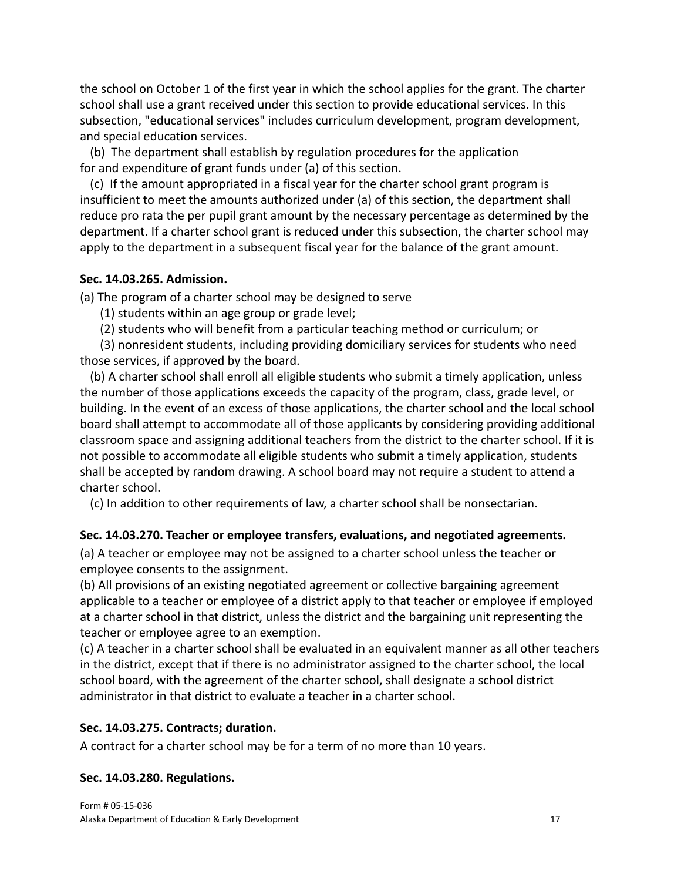the school on October 1 of the first year in which the school applies for the grant. The charter school shall use a grant received under this section to provide educational services. In this subsection, "educational services" includes curriculum development, program development, and special education services.

(b) The department shall establish by regulation procedures for the application for and expenditure of grant funds under (a) of this section.

(c) If the amount appropriated in a fiscal year for the charter school grant program is insufficient to meet the amounts authorized under (a) of this section, the department shall reduce pro rata the per pupil grant amount by the necessary percentage as determined by the department. If a charter school grant is reduced under this subsection, the charter school may apply to the department in a subsequent fiscal year for the balance of the grant amount.

**Sec. 14.03.265. Admission.**

(a) The program of a charter school may be designed to serve

(1) students within an age group or grade level;

(2) students who will benefit from a particular teaching method or curriculum; or

(3) nonresident students, including providing domiciliary services for students who need those services, if approved by the board.

(b) A charter school shall enroll all eligible students who submit a timely application, unless the number of those applications exceeds the capacity of the program, class, grade level, or building. In the event of an excess of those applications, the charter school and the local school board shall attempt to accommodate all of those applicants by considering providing additional classroom space and assigning additional teachers from the district to the charter school. If it is not possible to accommodate all eligible students who submit a timely application, students shall be accepted by random drawing. A school board may not require a student to attend a charter school.

(c) In addition to other requirements of law, a charter school shall be nonsectarian.

**Sec. 14.03.270. Teacher or employee transfers, evaluations, and negotiated agreements.**

(a) A teacher or employee may not be assigned to a charter school unless the teacher or employee consents to the assignment.

(b) All provisions of an existing negotiated agreement or collective bargaining agreement applicable to a teacher or employee of a district apply to that teacher or employee if employed at a charter school in that district, unless the district and the bargaining unit representing the teacher or employee agree to an exemption.

(c) A teacher in a charter school shall be evaluated in an equivalent manner as all other teachers in the district, except that if there is no administrator assigned to the charter school, the local school board, with the agreement of the charter school, shall designate a school district administrator in that district to evaluate a teacher in a charter school.

**Sec. 14.03.275. Contracts; duration.**

A contract for a charter school may be for a term of no more than 10 years.

**Sec. 14.03.280. Regulations.**

Form # 05-15-036
Alaska Department of Education & Early Development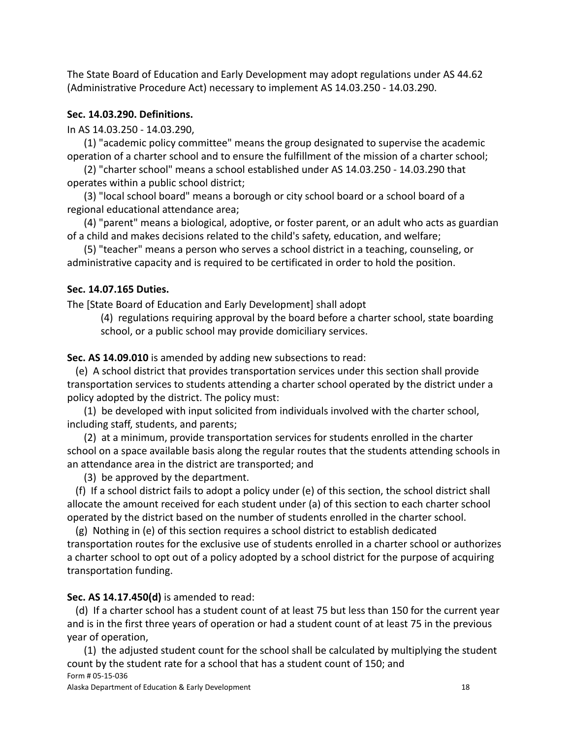The State Board of Education and Early Development may adopt regulations under AS 44.62 (Administrative Procedure Act) necessary to implement AS 14.03.250 - 14.03.290.

**Sec. 14.03.290. Definitions.**

In AS 14.03.250 - 14.03.290,

(1) "academic policy committee" means the group designated to supervise the academic operation of a charter school and to ensure the fulfillment of the mission of a charter school;

(2) "charter school" means a school established under AS 14.03.250 - 14.03.290 that operates within a public school district;

(3) "local school board" means a borough or city school board or a school board of a regional educational attendance area;

(4) "parent" means a biological, adoptive, or foster parent, or an adult who acts as guardian of a child and makes decisions related to the child's safety, education, and welfare;

(5) "teacher" means a person who serves a school district in a teaching, counseling, or administrative capacity and is required to be certificated in order to hold the position.

**Sec. 14.07.165 Duties.**

The [State Board of Education and Early Development] shall adopt

(4) regulations requiring approval by the board before a charter school, state boarding school, or a public school may provide domiciliary services.

**Sec. AS 14.09.010** is amended by adding new subsections to read:

(e) A school district that provides transportation services under this section shall provide transportation services to students attending a charter school operated by the district under a policy adopted by the district. The policy must:

(1) be developed with input solicited from individuals involved with the charter school, including staff, students, and parents;

(2) at a minimum, provide transportation services for students enrolled in the charter school on a space available basis along the regular routes that the students attending schools in an attendance area in the district are transported; and

(3) be approved by the department.

(f) If a school district fails to adopt a policy under (e) of this section, the school district shall allocate the amount received for each student under (a) of this section to each charter school operated by the district based on the number of students enrolled in the charter school.

(g) Nothing in (e) of this section requires a school district to establish dedicated transportation routes for the exclusive use of students enrolled in a charter school or authorizes a charter school to opt out of a policy adopted by a school district for the purpose of acquiring transportation funding.

**Sec. AS 14.17.450(d)** is amended to read:

(d) If a charter school has a student count of at least 75 but less than 150 for the current year and is in the first three years of operation or had a student count of at least 75 in the previous year of operation,

(1) the adjusted student count for the school shall be calculated by multiplying the student count by the student rate for a school that has a student count of 150; and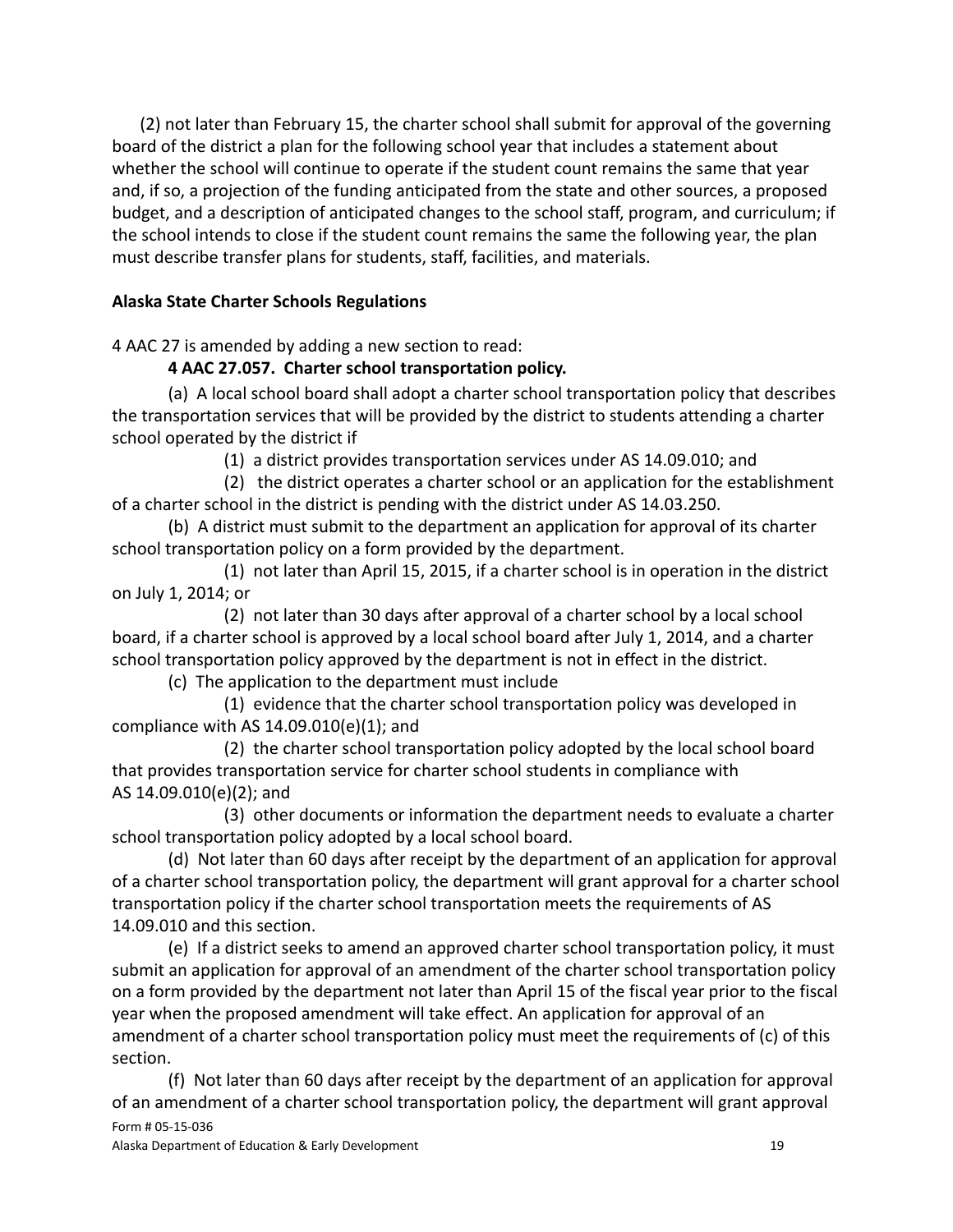(2) not later than February 15, the charter school shall submit for approval of the governing board of the district a plan for the following school year that includes a statement about whether the school will continue to operate if the student count remains the same that year and, if so, a projection of the funding anticipated from the state and other sources, a proposed budget, and a description of anticipated changes to the school staff, program, and curriculum; if the school intends to close if the student count remains the same the following year, the plan must describe transfer plans for students, staff, facilities, and materials.

**Alaska State Charter Schools Regulations**

4 AAC 27 is amended by adding a new section to read:

**4 AAC 27.057. Charter school transportation policy.**

(a) A local school board shall adopt a charter school transportation policy that describes the transportation services that will be provided by the district to students attending a charter school operated by the district if

(1) a district provides transportation services under AS 14.09.010; and

(2) the district operates a charter school or an application for the establishment of a charter school in the district is pending with the district under AS 14.03.250.

(b) A district must submit to the department an application for approval of its charter school transportation policy on a form provided by the department.

(1) not later than April 15, 2015, if a charter school is in operation in the district on July 1, 2014; or

(2) not later than 30 days after approval of a charter school by a local school board, if a charter school is approved by a local school board after July 1, 2014, and a charter school transportation policy approved by the department is not in effect in the district.

(c) The application to the department must include

(1) evidence that the charter school transportation policy was developed in compliance with AS 14.09.010(e)(1); and

(2) the charter school transportation policy adopted by the local school board that provides transportation service for charter school students in compliance with AS 14.09.010(e)(2); and

(3) other documents or information the department needs to evaluate a charter school transportation policy adopted by a local school board.

(d) Not later than 60 days after receipt by the department of an application for approval of a charter school transportation policy, the department will grant approval for a charter school transportation policy if the charter school transportation meets the requirements of AS 14.09.010 and this section.

(e) If a district seeks to amend an approved charter school transportation policy, it must submit an application for approval of an amendment of the charter school transportation policy on a form provided by the department not later than April 15 of the fiscal year prior to the fiscal year when the proposed amendment will take effect. An application for approval of an amendment of a charter school transportation policy must meet the requirements of (c) of this section.

(f) Not later than 60 days after receipt by the department of an application for approval of an amendment of a charter school transportation policy, the department will grant approval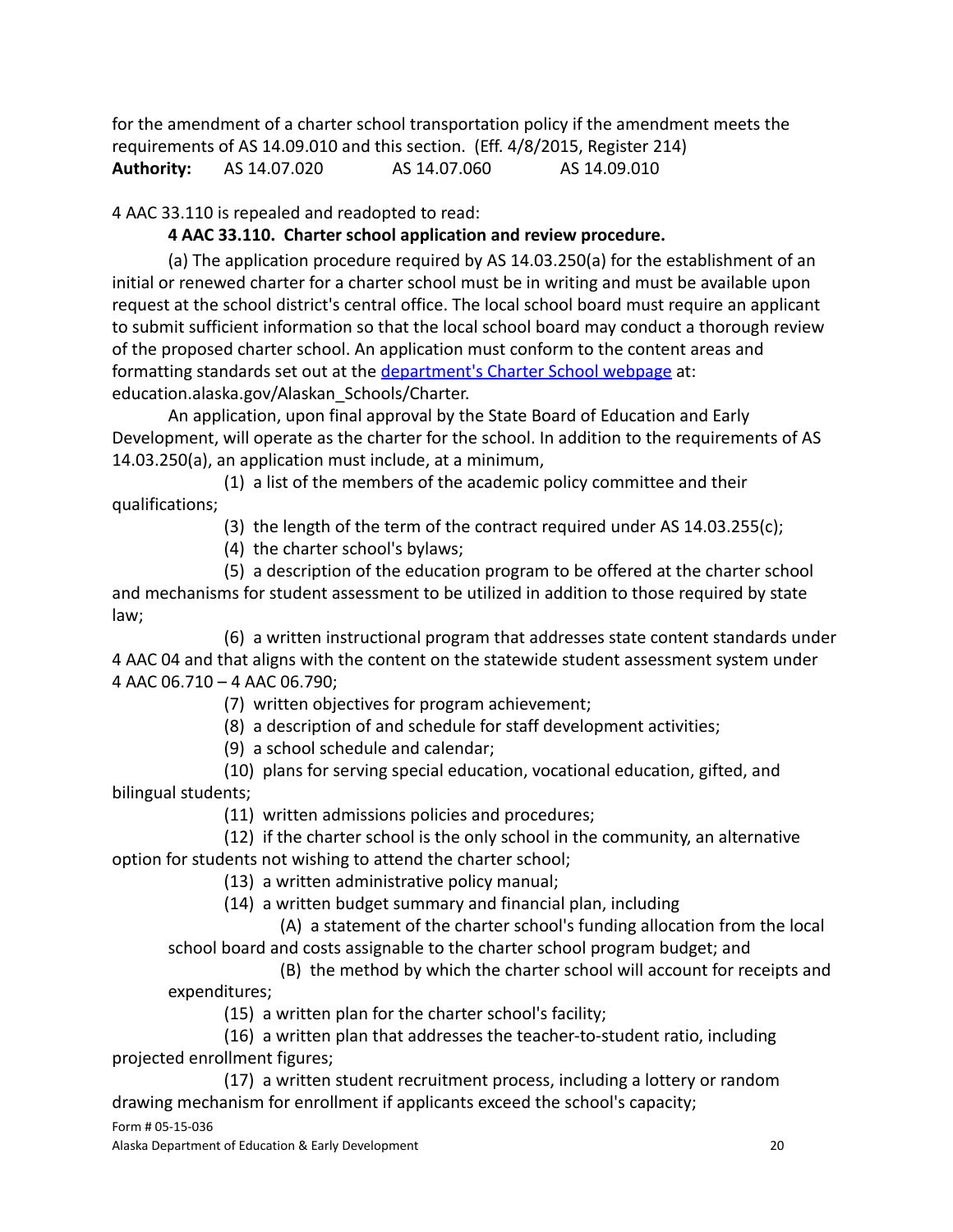for the amendment of a charter school transportation policy if the amendment meets the requirements of AS 14.09.010 and this section. (Eff. 4/8/2015, Register 214)
**Authority:** AS 14.07.020 AS 14.07.060 AS 14.09.010

4 AAC 33.110 is repealed and readopted to read:

**4 AAC 33.110. Charter school application and review procedure.**

(a) The application procedure required by AS 14.03.250(a) for the establishment of an initial or renewed charter for a charter school must be in writing and must be available upon request at the school district's central office. The local school board must require an applicant to submit sufficient information so that the local school board may conduct a thorough review of the proposed charter school. An application must conform to the content areas and formatting standards set out at the [department's Charter School webpage](education.alaska.gov/Alaskan_Schools/Charter) at: education.alaska.gov/Alaskan_Schools/Charter.

An application, upon final approval by the State Board of Education and Early Development, will operate as the charter for the school. In addition to the requirements of AS 14.03.250(a), an application must include, at a minimum,

(1) a list of the members of the academic policy committee and their qualifications;

(3) the length of the term of the contract required under AS 14.03.255(c);

(4) the charter school's bylaws;

(5) a description of the education program to be offered at the charter school and mechanisms for student assessment to be utilized in addition to those required by state law;

(6) a written instructional program that addresses state content standards under 4 AAC 04 and that aligns with the content on the statewide student assessment system under 4 AAC 06.710 – 4 AAC 06.790;

(7) written objectives for program achievement;

(8) a description of and schedule for staff development activities;

(9) a school schedule and calendar;

(10) plans for serving special education, vocational education, gifted, and bilingual students;

(11) written admissions policies and procedures;

(12) if the charter school is the only school in the community, an alternative option for students not wishing to attend the charter school;

(13) a written administrative policy manual;

(14) a written budget summary and financial plan, including

(A) a statement of the charter school's funding allocation from the local school board and costs assignable to the charter school program budget; and

(B) the method by which the charter school will account for receipts and expenditures;

(15) a written plan for the charter school's facility;

(16) a written plan that addresses the teacher-to-student ratio, including projected enrollment figures;

(17) a written student recruitment process, including a lottery or random drawing mechanism for enrollment if applicants exceed the school's capacity;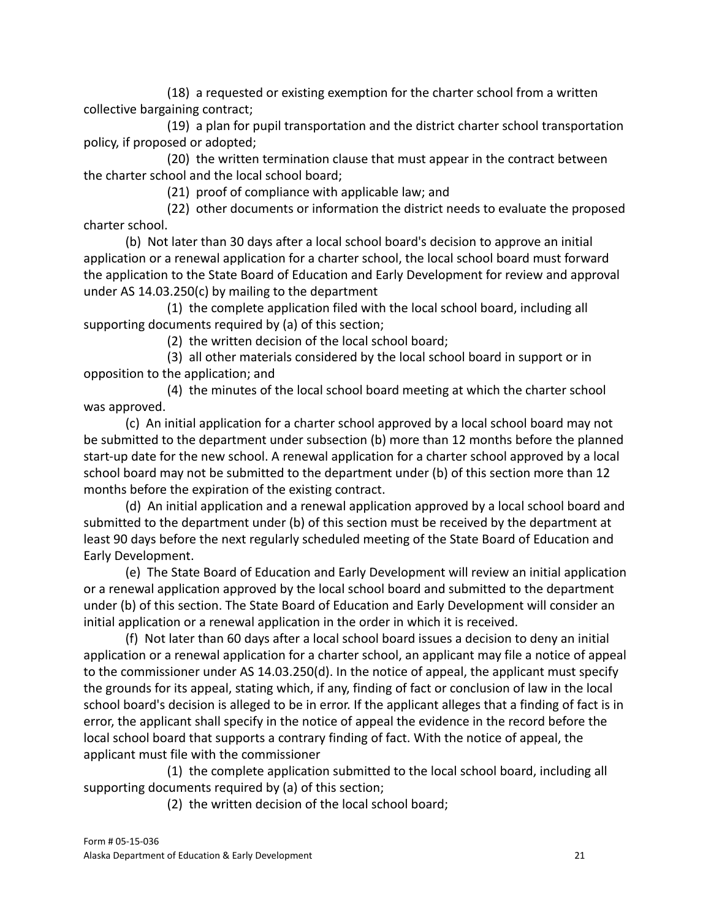(18) a requested or existing exemption for the charter school from a written collective bargaining contract;

(19) a plan for pupil transportation and the district charter school transportation policy, if proposed or adopted;

(20) the written termination clause that must appear in the contract between the charter school and the local school board;

(21) proof of compliance with applicable law; and

(22) other documents or information the district needs to evaluate the proposed charter school.

(b) Not later than 30 days after a local school board's decision to approve an initial application or a renewal application for a charter school, the local school board must forward the application to the State Board of Education and Early Development for review and approval under AS 14.03.250(c) by mailing to the department

(1) the complete application filed with the local school board, including all supporting documents required by (a) of this section;

(2) the written decision of the local school board;

(3) all other materials considered by the local school board in support or in opposition to the application; and

(4) the minutes of the local school board meeting at which the charter school was approved.

(c) An initial application for a charter school approved by a local school board may not be submitted to the department under subsection (b) more than 12 months before the planned start-up date for the new school. A renewal application for a charter school approved by a local school board may not be submitted to the department under (b) of this section more than 12 months before the expiration of the existing contract.

(d) An initial application and a renewal application approved by a local school board and submitted to the department under (b) of this section must be received by the department at least 90 days before the next regularly scheduled meeting of the State Board of Education and Early Development.

(e) The State Board of Education and Early Development will review an initial application or a renewal application approved by the local school board and submitted to the department under (b) of this section. The State Board of Education and Early Development will consider an initial application or a renewal application in the order in which it is received.

(f) Not later than 60 days after a local school board issues a decision to deny an initial application or a renewal application for a charter school, an applicant may file a notice of appeal to the commissioner under AS 14.03.250(d). In the notice of appeal, the applicant must specify the grounds for its appeal, stating which, if any, finding of fact or conclusion of law in the local school board's decision is alleged to be in error. If the applicant alleges that a finding of fact is in error, the applicant shall specify in the notice of appeal the evidence in the record before the local school board that supports a contrary finding of fact. With the notice of appeal, the applicant must file with the commissioner

(1) the complete application submitted to the local school board, including all supporting documents required by (a) of this section;

(2) the written decision of the local school board;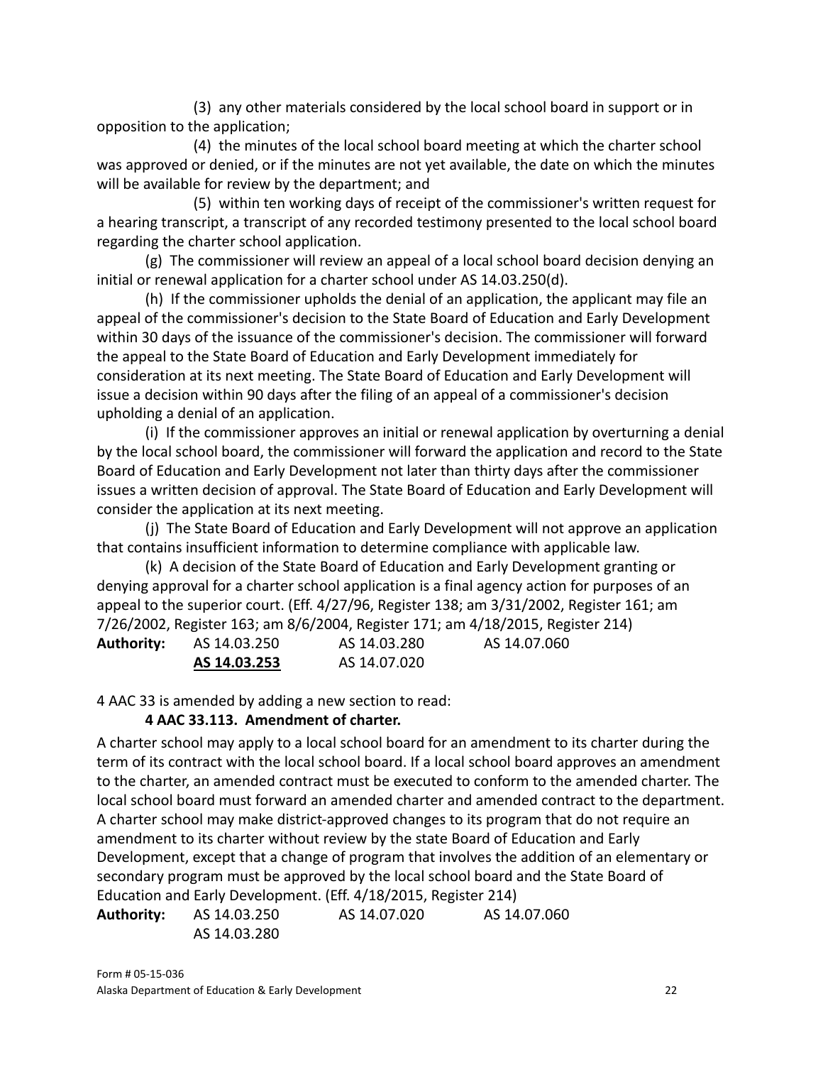(3) any other materials considered by the local school board in support or in opposition to the application;

(4) the minutes of the local school board meeting at which the charter school was approved or denied, or if the minutes are not yet available, the date on which the minutes will be available for review by the department; and

(5) within ten working days of receipt of the commissioner's written request for a hearing transcript, a transcript of any recorded testimony presented to the local school board regarding the charter school application.

(g) The commissioner will review an appeal of a local school board decision denying an initial or renewal application for a charter school under AS 14.03.250(d).

(h) If the commissioner upholds the denial of an application, the applicant may file an appeal of the commissioner's decision to the State Board of Education and Early Development within 30 days of the issuance of the commissioner's decision. The commissioner will forward the appeal to the State Board of Education and Early Development immediately for consideration at its next meeting. The State Board of Education and Early Development will issue a decision within 90 days after the filing of an appeal of a commissioner's decision upholding a denial of an application.

(i) If the commissioner approves an initial or renewal application by overturning a denial by the local school board, the commissioner will forward the application and record to the State Board of Education and Early Development not later than thirty days after the commissioner issues a written decision of approval. The State Board of Education and Early Development will consider the application at its next meeting.

(j) The State Board of Education and Early Development will not approve an application that contains insufficient information to determine compliance with applicable law.

(k) A decision of the State Board of Education and Early Development granting or denying approval for a charter school application is a final agency action for purposes of an appeal to the superior court. (Eff. 4/27/96, Register 138; am 3/31/2002, Register 161; am 7/26/2002, Register 163; am 8/6/2004, Register 171; am 4/18/2015, Register 214)

**Authority:** AS 14.03.250 AS 14.03.280 AS 14.07.060
**AS 14.03.253** AS 14.07.020

4 AAC 33 is amended by adding a new section to read:

**4 AAC 33.113. Amendment of charter.**

A charter school may apply to a local school board for an amendment to its charter during the term of its contract with the local school board. If a local school board approves an amendment to the charter, an amended contract must be executed to conform to the amended charter. The local school board must forward an amended charter and amended contract to the department. A charter school may make district-approved changes to its program that do not require an amendment to its charter without review by the state Board of Education and Early Development, except that a change of program that involves the addition of an elementary or secondary program must be approved by the local school board and the State Board of Education and Early Development. (Eff. 4/18/2015, Register 214)

**Authority:** AS 14.03.250 AS 14.07.020 AS 14.07.060
AS 14.03.280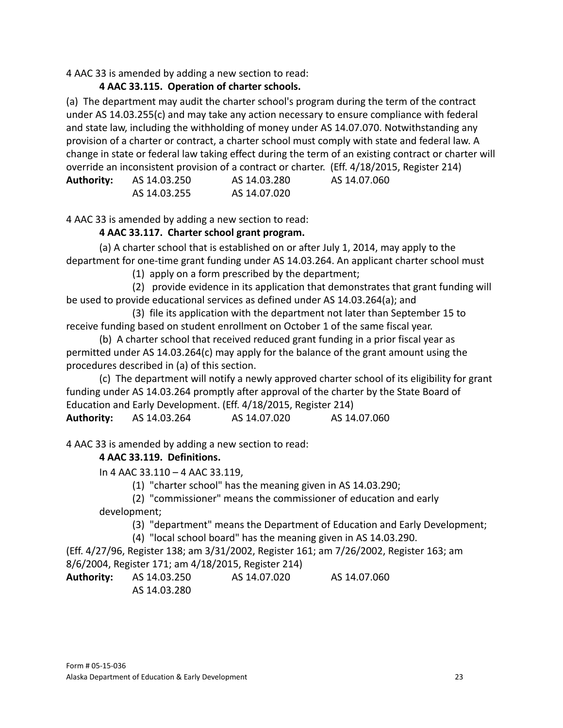4 AAC 33 is amended by adding a new section to read:

**4 AAC 33.115. Operation of charter schools.**

(a) The department may audit the charter school's program during the term of the contract under AS 14.03.255(c) and may take any action necessary to ensure compliance with federal and state law, including the withholding of money under AS 14.07.070. Notwithstanding any provision of a charter or contract, a charter school must comply with state and federal law. A change in state or federal law taking effect during the term of an existing contract or charter will override an inconsistent provision of a contract or charter. (Eff. 4/18/2015, Register 214)

**Authority:** AS 14.03.250 AS 14.03.280 AS 14.07.060
AS 14.03.255 AS 14.07.020

4 AAC 33 is amended by adding a new section to read:

**4 AAC 33.117. Charter school grant program.**

(a) A charter school that is established on or after July 1, 2014, may apply to the department for one-time grant funding under AS 14.03.264. An applicant charter school must

(1) apply on a form prescribed by the department;

(2) provide evidence in its application that demonstrates that grant funding will be used to provide educational services as defined under AS 14.03.264(a); and

(3) file its application with the department not later than September 15 to receive funding based on student enrollment on October 1 of the same fiscal year.

(b) A charter school that received reduced grant funding in a prior fiscal year as permitted under AS 14.03.264(c) may apply for the balance of the grant amount using the procedures described in (a) of this section.

(c) The department will notify a newly approved charter school of its eligibility for grant funding under AS 14.03.264 promptly after approval of the charter by the State Board of Education and Early Development. (Eff. 4/18/2015, Register 214)

**Authority:** AS 14.03.264 AS 14.07.020 AS 14.07.060

4 AAC 33 is amended by adding a new section to read:

**4 AAC 33.119. Definitions.**

In 4 AAC 33.110 – 4 AAC 33.119,

(1) "charter school" has the meaning given in AS 14.03.290;

(2) "commissioner" means the commissioner of education and early development;

(3) "department" means the Department of Education and Early Development;

(4) "local school board" has the meaning given in AS 14.03.290.

(Eff. 4/27/96, Register 138; am 3/31/2002, Register 161; am 7/26/2002, Register 163; am 8/6/2004, Register 171; am 4/18/2015, Register 214)

**Authority:** AS 14.03.250 AS 14.07.020 AS 14.07.060
AS 14.03.280

Form # 05-15-036
Alaska Department of Education & Early Development